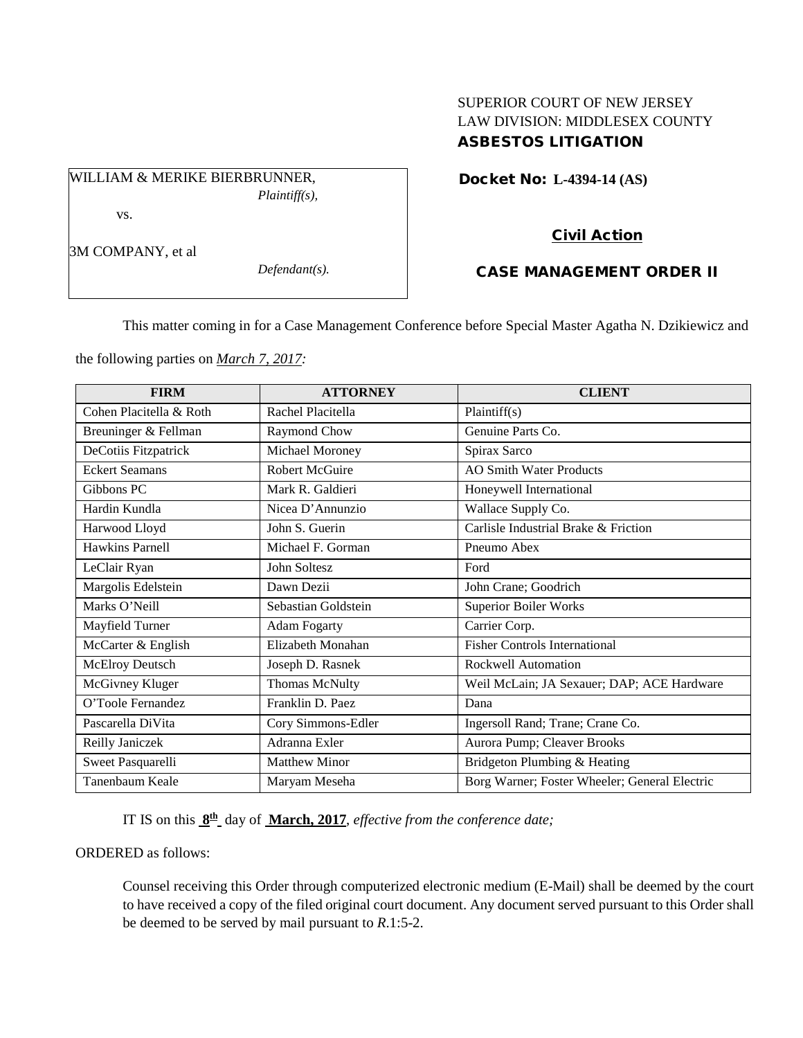SUPERIOR COURT OF NEW JERSEY
LAW DIVISION: MIDDLESEX COUNTY
**ASBESTOS LITIGATION**

WILLIAM & MERIKE BIERBRUNNER,
*Plaintiff(s),*

vs.

3M COMPANY, et al
*Defendant(s).*

**Docket No: L-4394-14 (AS)**

**Civil Action**

**CASE MANAGEMENT ORDER II**

This matter coming in for a Case Management Conference before Special Master Agatha N. Dzikiewicz and the following parties on ***March 7, 2017:***

| FIRM | ATTORNEY | CLIENT |
|---|---|---|
| Cohen Placitella & Roth | Rachel Placitella | Plaintiff(s) |
| Breuninger & Fellman | Raymond Chow | Genuine Parts Co. |
| DeCotiis Fitzpatrick | Michael Moroney | Spirax Sarco |
| Eckert Seamans | Robert McGuire | AO Smith Water Products |
| Gibbons PC | Mark R. Galdieri | Honeywell International |
| Hardin Kundla | Nicea D'Annunzio | Wallace Supply Co. |
| Harwood Lloyd | John S. Guerin | Carlisle Industrial Brake & Friction |
| Hawkins Parnell | Michael F. Gorman | Pneumo Abex |
| LeClair Ryan | John Soltesz | Ford |
| Margolis Edelstein | Dawn Dezii | John Crane; Goodrich |
| Marks O'Neill | Sebastian Goldstein | Superior Boiler Works |
| Mayfield Turner | Adam Fogarty | Carrier Corp. |
| McCarter & English | Elizabeth Monahan | Fisher Controls International |
| McElroy Deutsch | Joseph D. Rasnek | Rockwell Automation |
| McGivney Kluger | Thomas McNulty | Weil McLain; JA Sexauer; DAP; ACE Hardware |
| O'Toole Fernandez | Franklin D. Paez | Dana |
| Pascarella DiVita | Cory Simmons-Edler | Ingersoll Rand; Trane; Crane Co. |
| Reilly Janiczek | Adranna Exler | Aurora Pump; Cleaver Brooks |
| Sweet Pasquarelli | Matthew Minor | Bridgeton Plumbing & Heating |
| Tanenbaum Keale | Maryam Meseha | Borg Warner; Foster Wheeler; General Electric |

IT IS on this **8th** day of **March, 2017**, *effective from the conference date;*

ORDERED as follows:

Counsel receiving this Order through computerized electronic medium (E-Mail) shall be deemed by the court to have received a copy of the filed original court document. Any document served pursuant to this Order shall be deemed to be served by mail pursuant to *R*.1:5-2.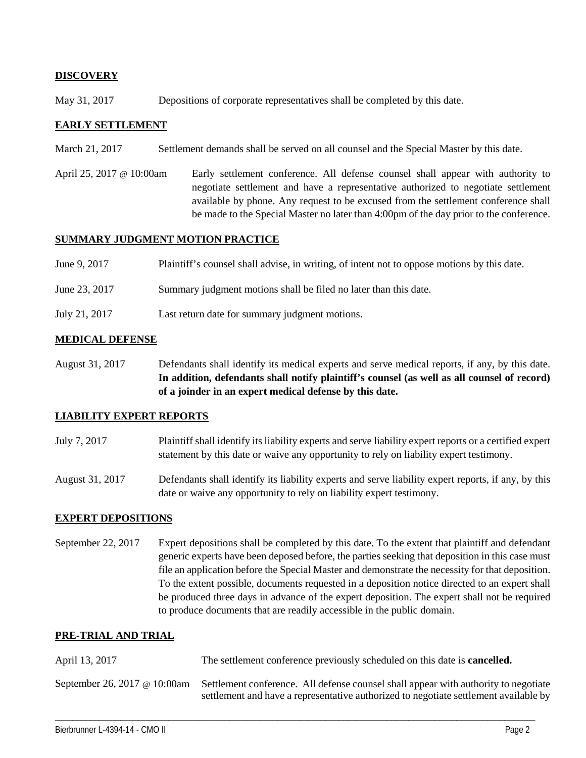## DISCOVERY

May 31, 2017 Depositions of corporate representatives shall be completed by this date.

## EARLY SETTLEMENT

March 21, 2017 Settlement demands shall be served on all counsel and the Special Master by this date.

April 25, 2017 @ 10:00am Early settlement conference. All defense counsel shall appear with authority to negotiate settlement and have a representative authorized to negotiate settlement available by phone. Any request to be excused from the settlement conference shall be made to the Special Master no later than 4:00pm of the day prior to the conference.

## SUMMARY JUDGMENT MOTION PRACTICE

June 9, 2017 Plaintiff's counsel shall advise, in writing, of intent not to oppose motions by this date.

June 23, 2017 Summary judgment motions shall be filed no later than this date.

July 21, 2017 Last return date for summary judgment motions.

## MEDICAL DEFENSE

August 31, 2017 Defendants shall identify its medical experts and serve medical reports, if any, by this date. **In addition, defendants shall notify plaintiff's counsel (as well as all counsel of record) of a joinder in an expert medical defense by this date.**

## LIABILITY EXPERT REPORTS

July 7, 2017 Plaintiff shall identify its liability experts and serve liability expert reports or a certified expert statement by this date or waive any opportunity to rely on liability expert testimony.

August 31, 2017 Defendants shall identify its liability experts and serve liability expert reports, if any, by this date or waive any opportunity to rely on liability expert testimony.

## EXPERT DEPOSITIONS

September 22, 2017 Expert depositions shall be completed by this date. To the extent that plaintiff and defendant generic experts have been deposed before, the parties seeking that deposition in this case must file an application before the Special Master and demonstrate the necessity for that deposition. To the extent possible, documents requested in a deposition notice directed to an expert shall be produced three days in advance of the expert deposition. The expert shall not be required to produce documents that are readily accessible in the public domain.

## PRE-TRIAL AND TRIAL

April 13, 2017 The settlement conference previously scheduled on this date is **cancelled.**

September 26, 2017 @ 10:00am Settlement conference. All defense counsel shall appear with authority to negotiate settlement and have a representative authorized to negotiate settlement available by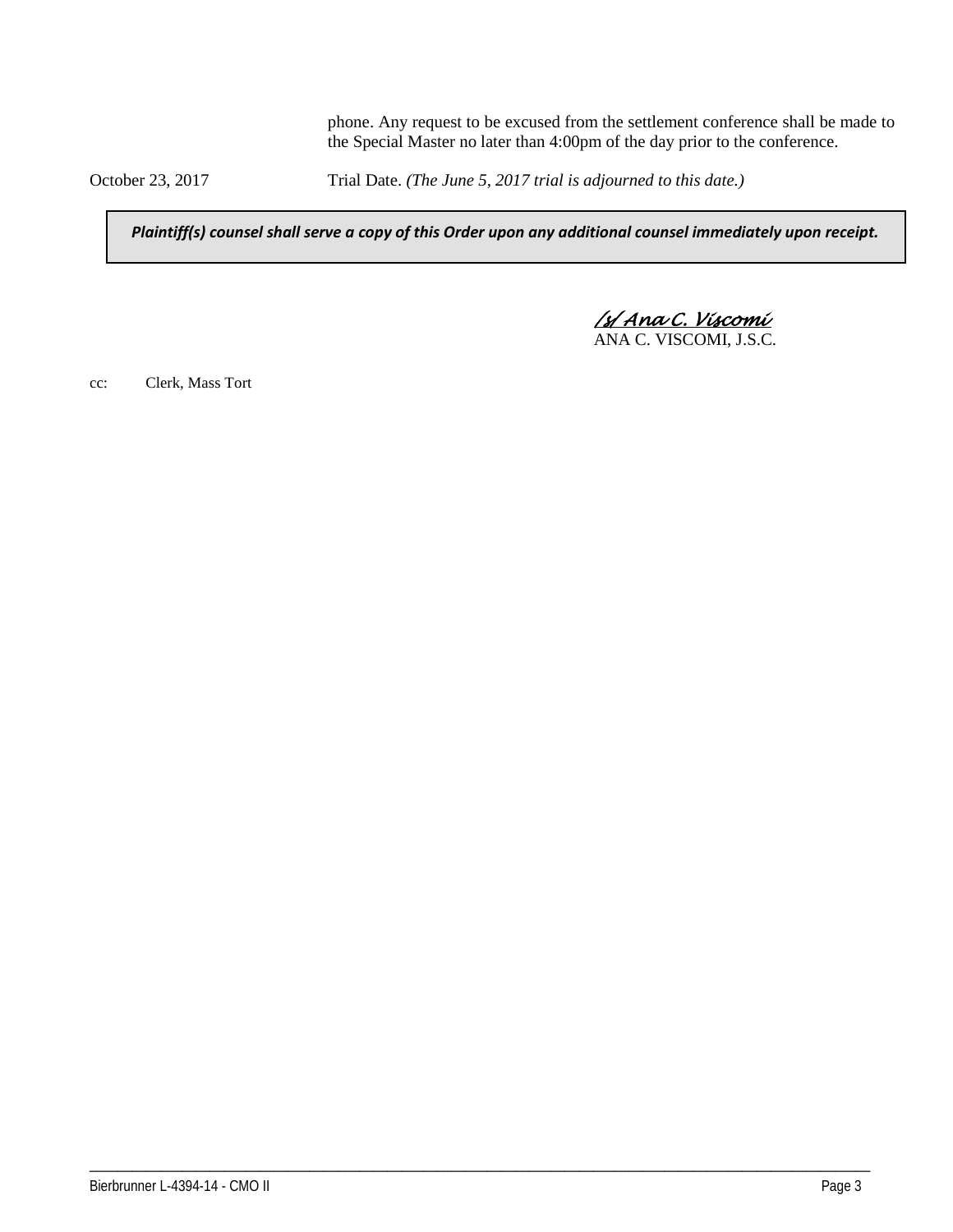| | |
|---|---|
| | phone. Any request to be excused from the settlement conference shall be made to the Special Master no later than 4:00pm of the day prior to the conference. |
| October 23, 2017 | Trial Date. *(The June 5, 2017 trial is adjourned to this date.)* |

***Plaintiff(s) counsel shall serve a copy of this Order upon any additional counsel immediately upon receipt.***

*/s/ Ana C. Viscomi*
ANA C. VISCOMI, J.S.C.

cc: Clerk, Mass Tort